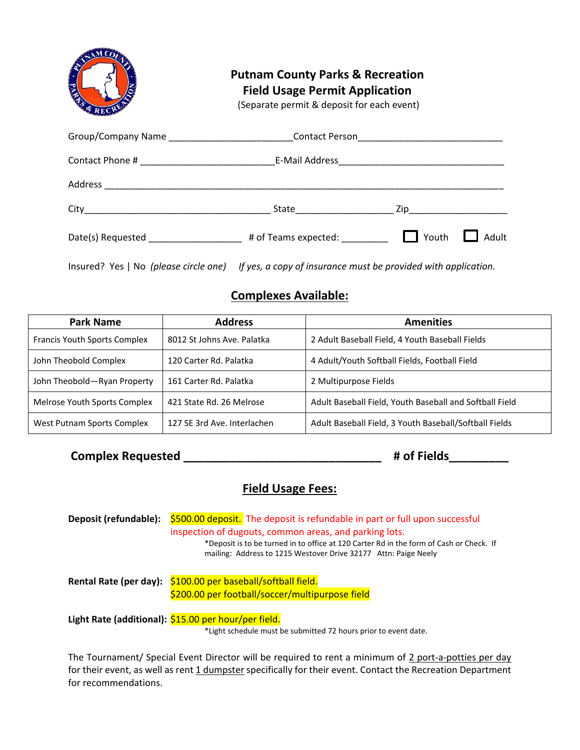# Putnam County Parks & Recreation
## Field Usage Permit Application

(Separate permit & deposit for each event)

Group/Company Name ________________________ Contact Person ____________________________

Contact Phone # __________________________ E-Mail Address _______________________________

Address ______________________________________________________________________________

City ____________________________________ State __________________ Zip __________________

Date(s) Requested _________________ # of Teams expected: _________ ☐ Youth ☐ Adult

Insured? Yes | No *(please circle one)* *If yes, a copy of insurance must be provided with application.*

## Complexes Available:

| Park Name | Address | Amenities |
|---|---|---|
| Francis Youth Sports Complex | 8012 St Johns Ave. Palatka | 2 Adult Baseball Field, 4 Youth Baseball Fields |
| John Theobold Complex | 120 Carter Rd. Palatka | 4 Adult/Youth Softball Fields, Football Field |
| John Theobold—Ryan Property | 161 Carter Rd. Palatka | 2 Multipurpose Fields |
| Melrose Youth Sports Complex | 421 State Rd. 26 Melrose | Adult Baseball Field, Youth Baseball and Softball Field |
| West Putnam Sports Complex | 127 SE 3rd Ave. Interlachen | Adult Baseball Field, 3 Youth Baseball/Softball Fields |

**Complex Requested ______________________________ # of Fields _________**

## Field Usage Fees:

**Deposit (refundable):** $500.00 deposit. The deposit is refundable in part or full upon successful inspection of dugouts, common areas, and parking lots.

*Deposit is to be turned in to office at 120 Carter Rd in the form of Cash or Check. If mailing: Address to 1215 Westover Drive 32177 Attn: Paige Neely

**Rental Rate (per day):** $100.00 per baseball/softball field.
$200.00 per football/soccer/multipurpose field

**Light Rate (additional):** $15.00 per hour/per field.

*Light schedule must be submitted 72 hours prior to event date.

The Tournament/ Special Event Director will be required to rent a minimum of 2 port-a-potties per day for their event, as well as rent 1 dumpster specifically for their event. Contact the Recreation Department for recommendations.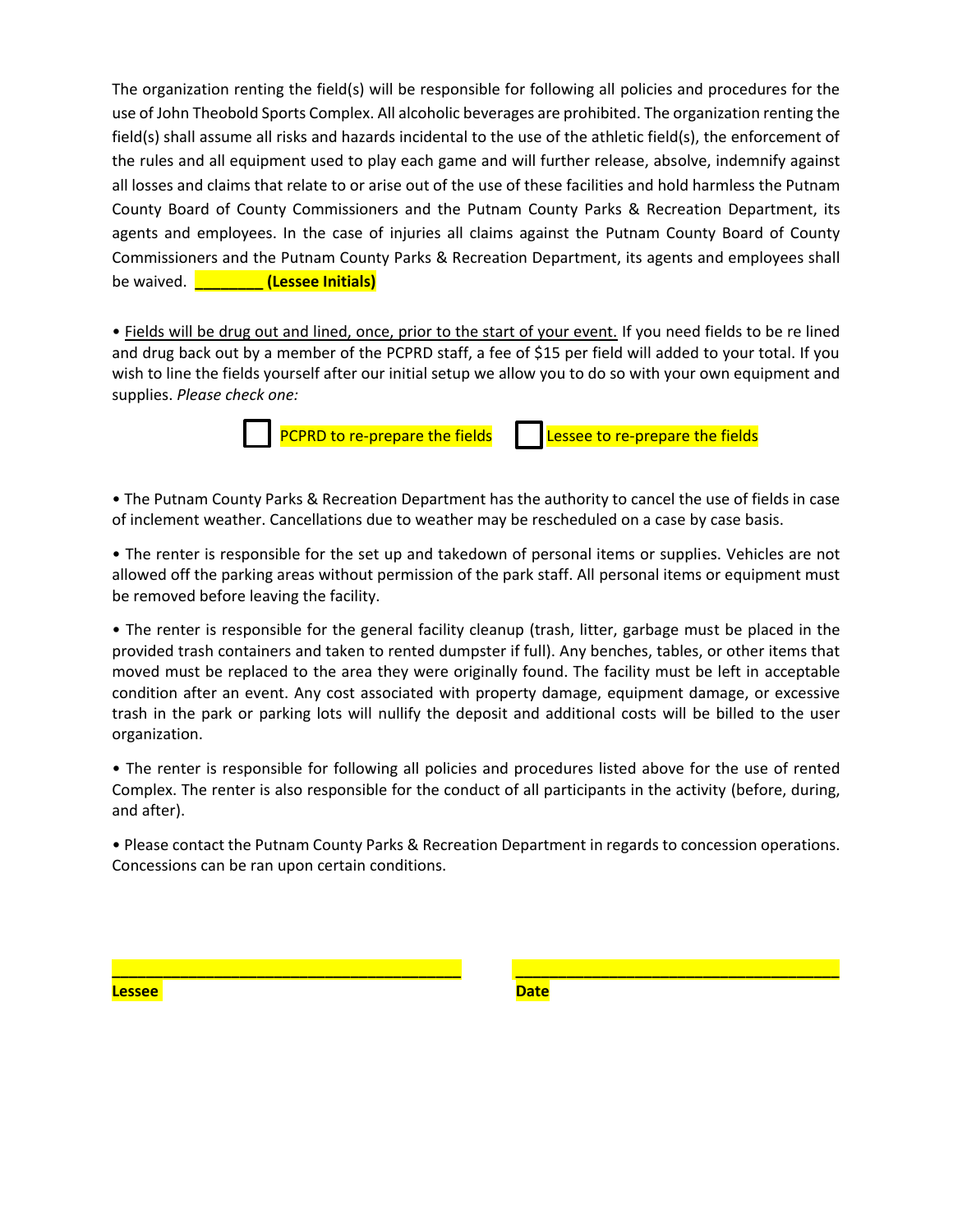The organization renting the field(s) will be responsible for following all policies and procedures for the use of John Theobold Sports Complex. All alcoholic beverages are prohibited. The organization renting the field(s) shall assume all risks and hazards incidental to the use of the athletic field(s), the enforcement of the rules and all equipment used to play each game and will further release, absolve, indemnify against all losses and claims that relate to or arise out of the use of these facilities and hold harmless the Putnam County Board of County Commissioners and the Putnam County Parks & Recreation Department, its agents and employees. In the case of injuries all claims against the Putnam County Board of County Commissioners and the Putnam County Parks & Recreation Department, its agents and employees shall be waived. **________ (Lessee Initials)**

• Fields will be drug out and lined, once, prior to the start of your event. If you need fields to be re lined and drug back out by a member of the PCPRD staff, a fee of $15 per field will added to your total. If you wish to line the fields yourself after our initial setup we allow you to do so with your own equipment and supplies. *Please check one:*

☐ PCPRD to re-prepare the fields ☐ Lessee to re-prepare the fields

• The Putnam County Parks & Recreation Department has the authority to cancel the use of fields in case of inclement weather. Cancellations due to weather may be rescheduled on a case by case basis.

• The renter is responsible for the set up and takedown of personal items or supplies. Vehicles are not allowed off the parking areas without permission of the park staff. All personal items or equipment must be removed before leaving the facility.

• The renter is responsible for the general facility cleanup (trash, litter, garbage must be placed in the provided trash containers and taken to rented dumpster if full). Any benches, tables, or other items that moved must be replaced to the area they were originally found. The facility must be left in acceptable condition after an event. Any cost associated with property damage, equipment damage, or excessive trash in the park or parking lots will nullify the deposit and additional costs will be billed to the user organization.

• The renter is responsible for following all policies and procedures listed above for the use of rented Complex. The renter is also responsible for the conduct of all participants in the activity (before, during, and after).

• Please contact the Putnam County Parks & Recreation Department in regards to concession operations. Concessions can be ran upon certain conditions.

**______________________________________** **______________________________________**

**Lessee** **Date**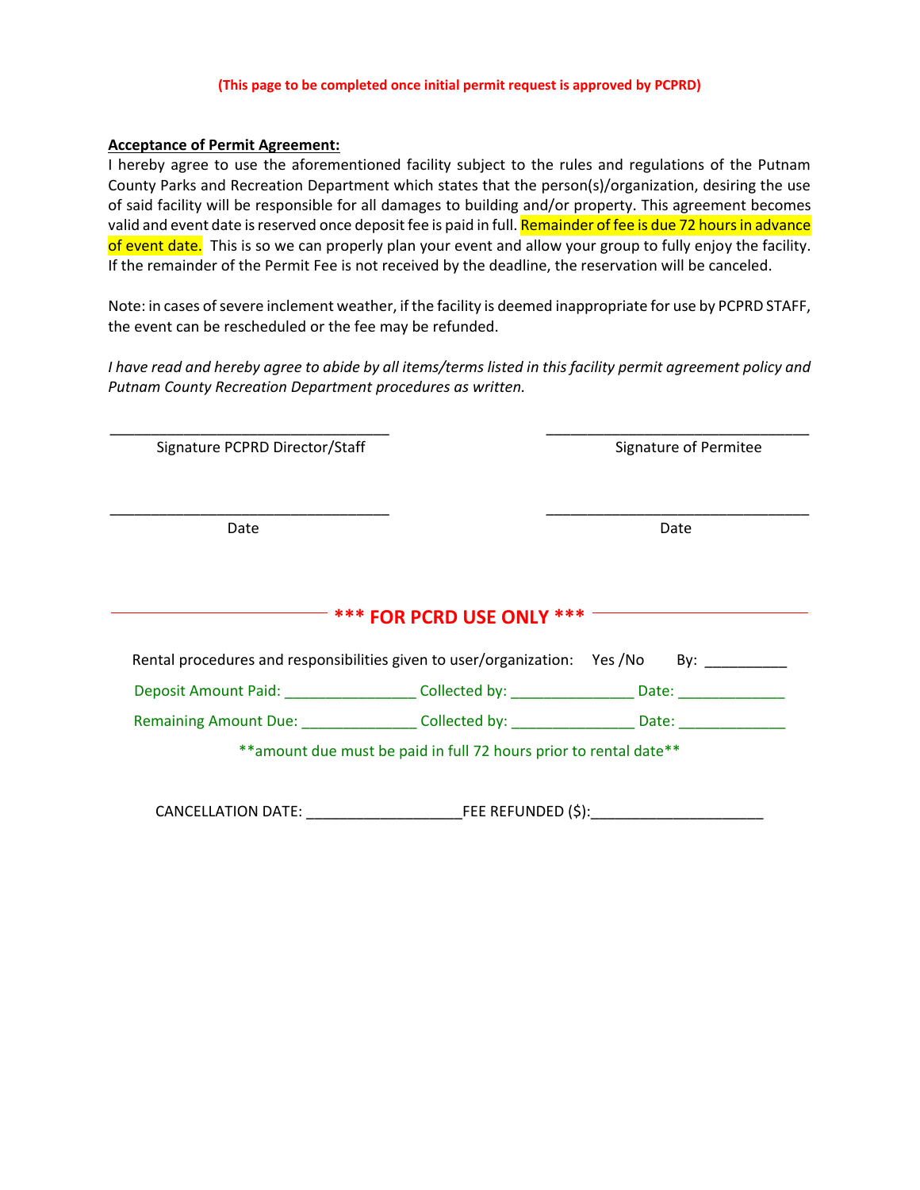**(This page to be completed once initial permit request is approved by PCPRD)**

**Acceptance of Permit Agreement:**

I hereby agree to use the aforementioned facility subject to the rules and regulations of the Putnam County Parks and Recreation Department which states that the person(s)/organization, desiring the use of said facility will be responsible for all damages to building and/or property. This agreement becomes valid and event date is reserved once deposit fee is paid in full. Remainder of fee is due 72 hours in advance of event date. This is so we can properly plan your event and allow your group to fully enjoy the facility. If the remainder of the Permit Fee is not received by the deadline, the reservation will be canceled.

Note: in cases of severe inclement weather, if the facility is deemed inappropriate for use by PCPRD STAFF, the event can be rescheduled or the fee may be refunded.

*I have read and hereby agree to abide by all items/terms listed in this facility permit agreement policy and Putnam County Recreation Department procedures as written.*

___________________________________ Signature PCPRD Director/Staff

___________________________________ Signature of Permitee

___________________________________ Date

___________________________________ Date

## *** FOR PCRD USE ONLY ***

Rental procedures and responsibilities given to user/organization: Yes /No By: __________

Deposit Amount Paid: ________________ Collected by: _______________ Date: _____________

Remaining Amount Due: ______________ Collected by: _______________ Date: _____________

**amount due must be paid in full 72 hours prior to rental date**

CANCELLATION DATE: ___________________FEE REFUNDED ($):_____________________